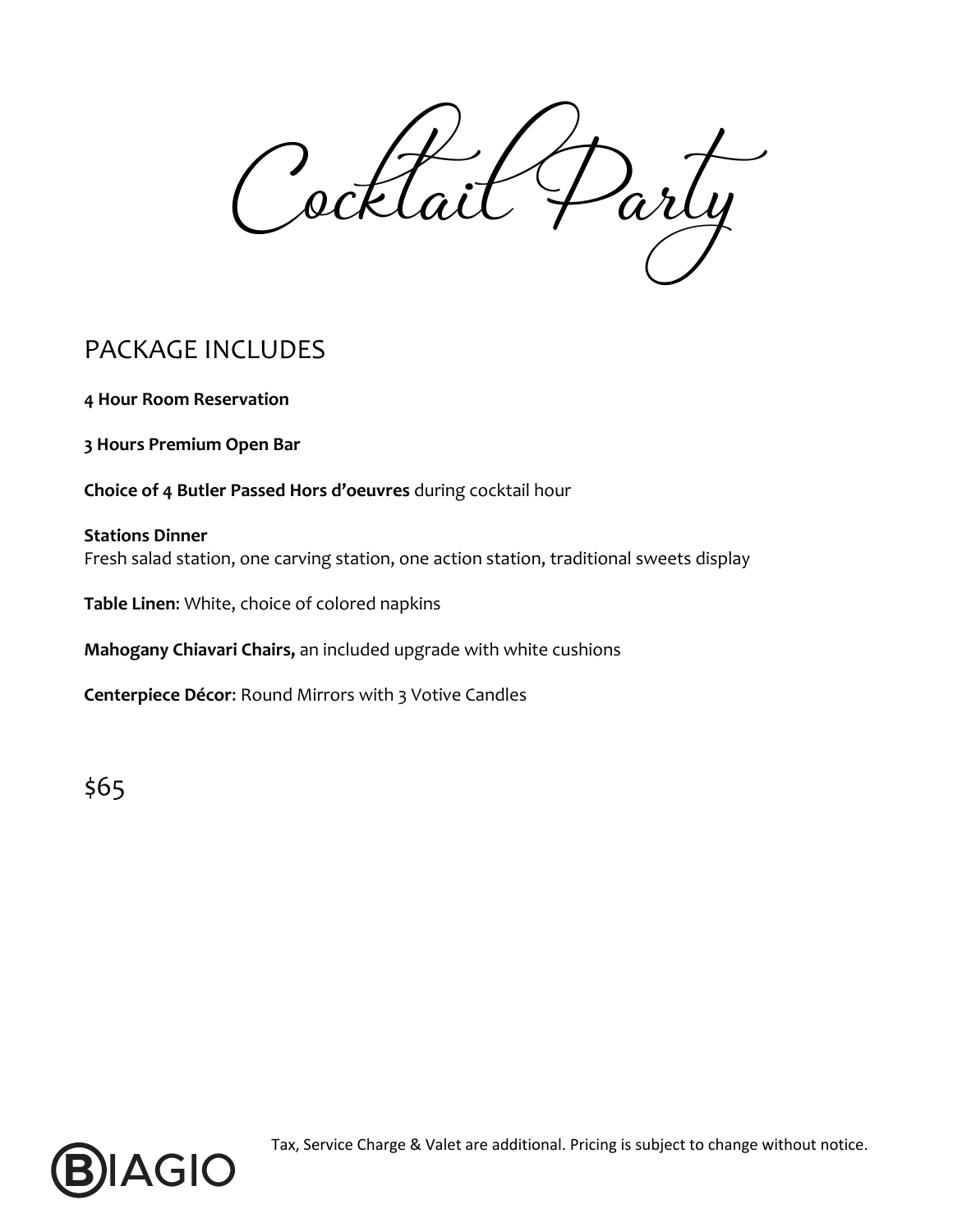# Cocktail Party

## PACKAGE INCLUDES

**4 Hour Room Reservation**

**3 Hours Premium Open Bar**

**Choice of 4 Butler Passed Hors d'oeuvres** during cocktail hour

**Stations Dinner**
Fresh salad station, one carving station, one action station, traditional sweets display

**Table Linen**: White, choice of colored napkins

**Mahogany Chiavari Chairs,** an included upgrade with white cushions

**Centerpiece Décor**: Round Mirrors with 3 Votive Candles

$65

BIAGIO

Tax, Service Charge & Valet are additional. Pricing is subject to change without notice.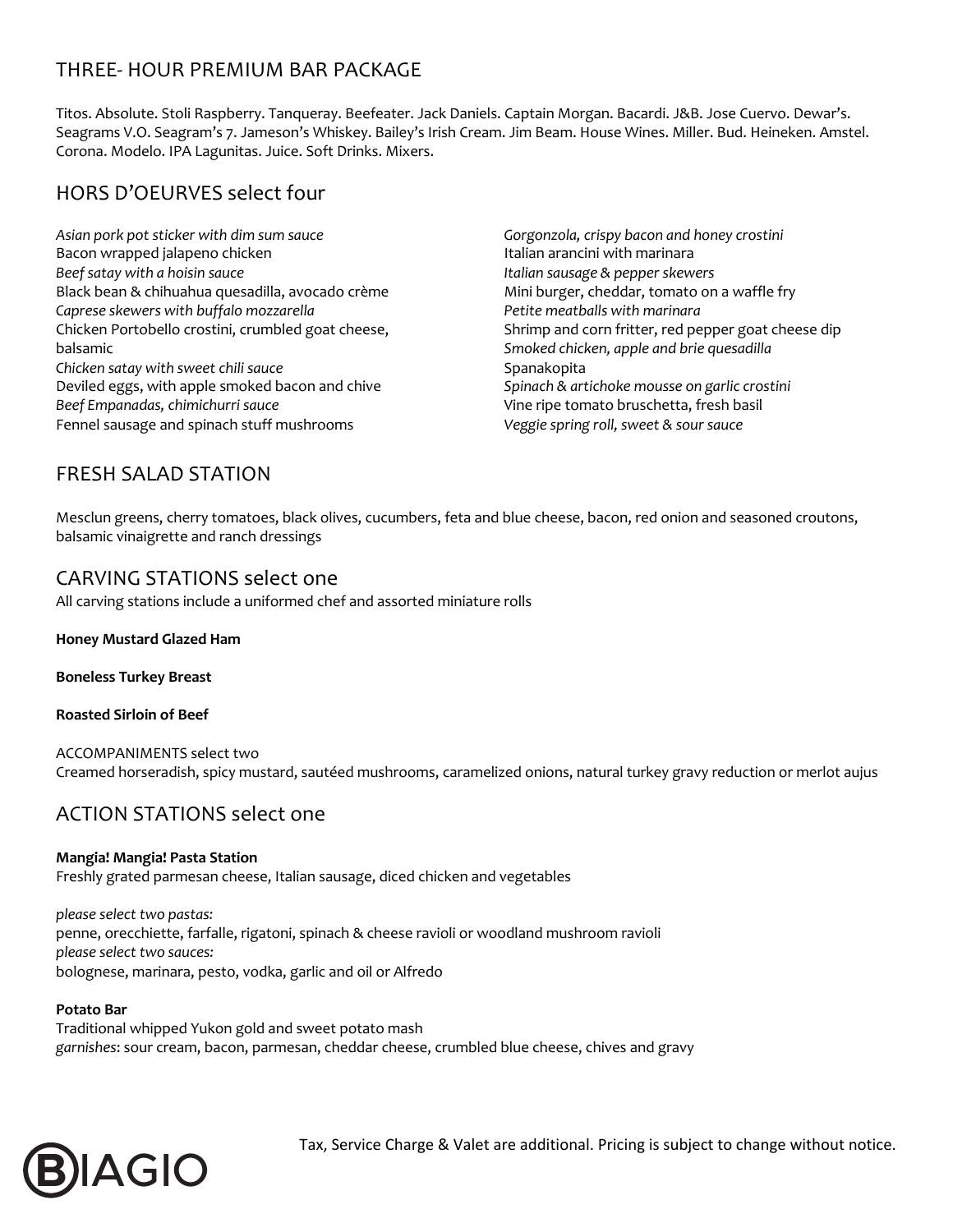## THREE- HOUR PREMIUM BAR PACKAGE

Titos. Absolute. Stoli Raspberry. Tanqueray. Beefeater. Jack Daniels. Captain Morgan. Bacardi. J&B. Jose Cuervo. Dewar's. Seagrams V.O. Seagram's 7. Jameson's Whiskey. Bailey's Irish Cream. Jim Beam. House Wines. Miller. Bud. Heineken. Amstel. Corona. Modelo. IPA Lagunitas. Juice. Soft Drinks. Mixers.

## HORS D'OEURVES select four

*Asian pork pot sticker with dim sum sauce*
Bacon wrapped jalapeno chicken
*Beef satay with a hoisin sauce*
Black bean & chihuahua quesadilla, avocado crème
*Caprese skewers with buffalo mozzarella*
Chicken Portobello crostini, crumbled goat cheese, balsamic
*Chicken satay with sweet chili sauce*
Deviled eggs, with apple smoked bacon and chive
*Beef Empanadas, chimichurri sauce*
Fennel sausage and spinach stuff mushrooms
*Gorgonzola, crispy bacon and honey crostini*
Italian arancini with marinara
*Italian sausage & pepper skewers*
Mini burger, cheddar, tomato on a waffle fry
*Petite meatballs with marinara*
Shrimp and corn fritter, red pepper goat cheese dip
*Smoked chicken, apple and brie quesadilla*
Spanakopita
*Spinach & artichoke mousse on garlic crostini*
Vine ripe tomato bruschetta, fresh basil
*Veggie spring roll, sweet & sour sauce*

## FRESH SALAD STATION

Mesclun greens, cherry tomatoes, black olives, cucumbers, feta and blue cheese, bacon, red onion and seasoned croutons, balsamic vinaigrette and ranch dressings

## CARVING STATIONS select one

All carving stations include a uniformed chef and assorted miniature rolls

**Honey Mustard Glazed Ham**

**Boneless Turkey Breast**

**Roasted Sirloin of Beef**

ACCOMPANIMENTS select two
Creamed horseradish, spicy mustard, sautéed mushrooms, caramelized onions, natural turkey gravy reduction or merlot aujus

## ACTION STATIONS select one

**Mangia! Mangia! Pasta Station**
Freshly grated parmesan cheese, Italian sausage, diced chicken and vegetables

*please select two pastas:*
penne, orecchiette, farfalle, rigatoni, spinach & cheese ravioli or woodland mushroom ravioli
*please select two sauces:*
bolognese, marinara, pesto, vodka, garlic and oil or Alfredo

**Potato Bar**
Traditional whipped Yukon gold and sweet potato mash
*garnishes*: sour cream, bacon, parmesan, cheddar cheese, crumbled blue cheese, chives and gravy

BIAGIO

Tax, Service Charge & Valet are additional. Pricing is subject to change without notice.